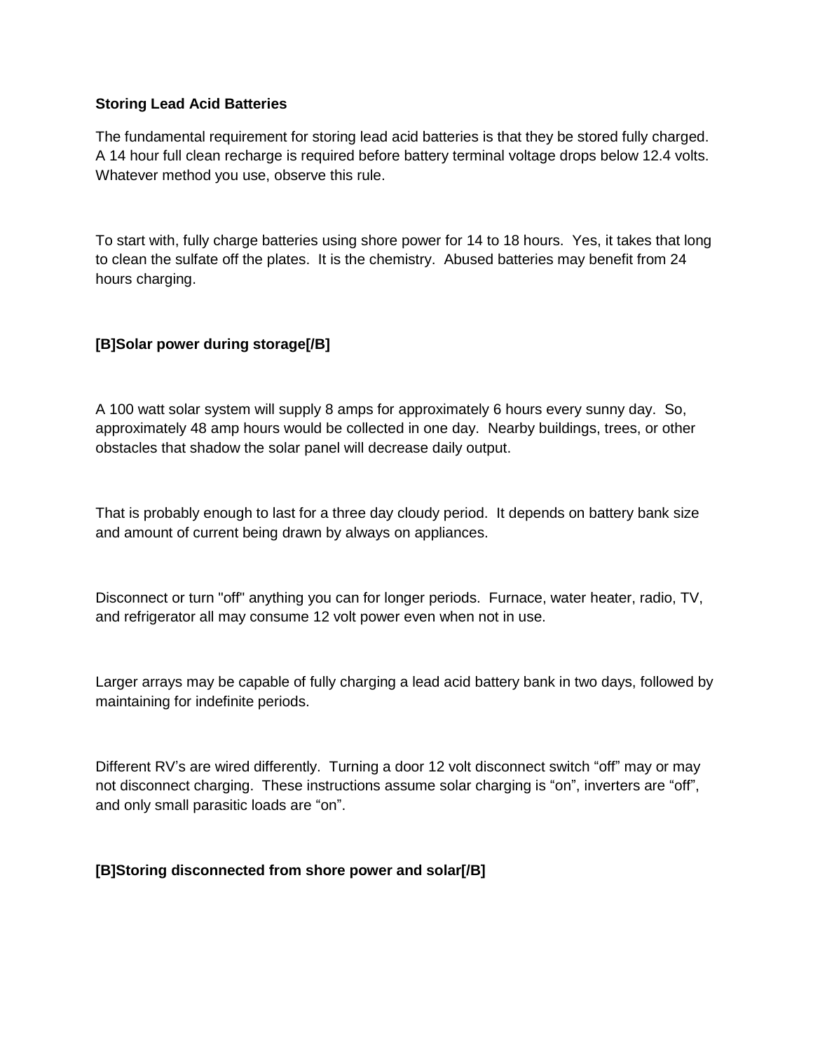**Storing Lead Acid Batteries**

The fundamental requirement for storing lead acid batteries is that they be stored fully charged. A 14 hour full clean recharge is required before battery terminal voltage drops below 12.4 volts. Whatever method you use, observe this rule.

To start with, fully charge batteries using shore power for 14 to 18 hours. Yes, it takes that long to clean the sulfate off the plates. It is the chemistry. Abused batteries may benefit from 24 hours charging.

**[B]Solar power during storage[/B]**

A 100 watt solar system will supply 8 amps for approximately 6 hours every sunny day. So, approximately 48 amp hours would be collected in one day. Nearby buildings, trees, or other obstacles that shadow the solar panel will decrease daily output.

That is probably enough to last for a three day cloudy period. It depends on battery bank size and amount of current being drawn by always on appliances.

Disconnect or turn "off" anything you can for longer periods. Furnace, water heater, radio, TV, and refrigerator all may consume 12 volt power even when not in use.

Larger arrays may be capable of fully charging a lead acid battery bank in two days, followed by maintaining for indefinite periods.

Different RV's are wired differently. Turning a door 12 volt disconnect switch "off" may or may not disconnect charging. These instructions assume solar charging is "on", inverters are "off", and only small parasitic loads are "on".

**[B]Storing disconnected from shore power and solar[/B]**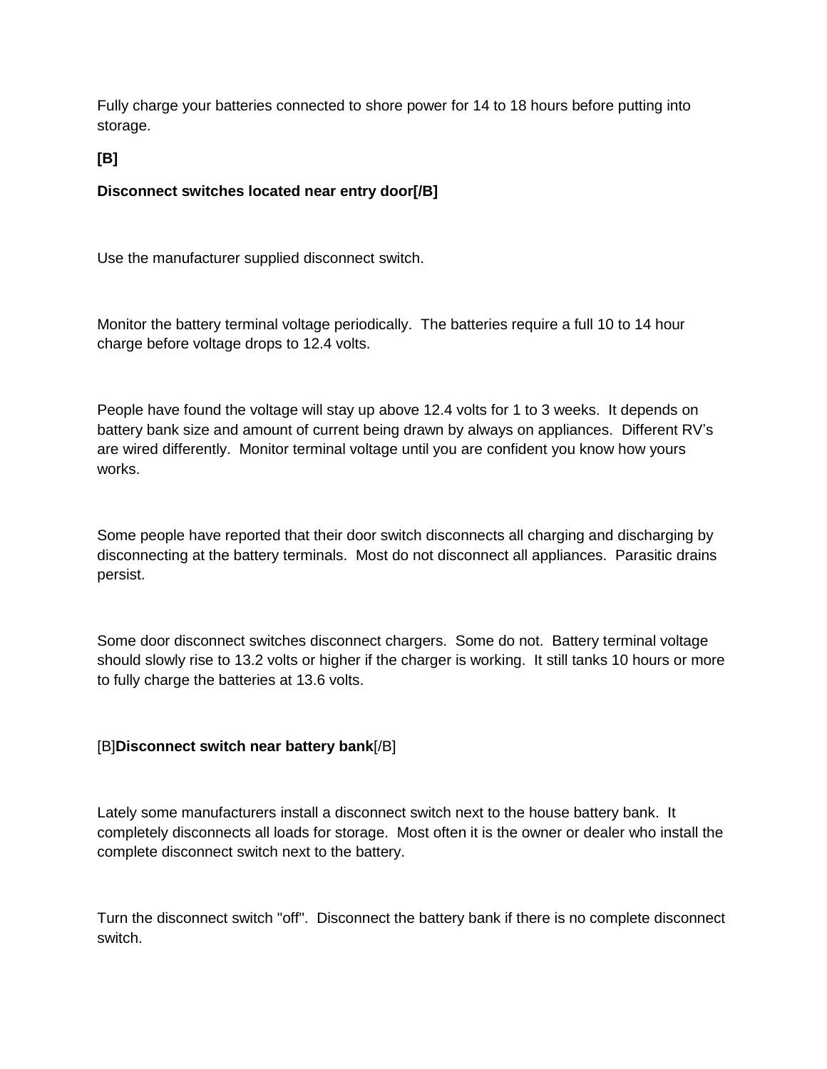Fully charge your batteries connected to shore power for 14 to 18 hours before putting into storage.

**[B]**

**Disconnect switches located near entry door[/B]**

Use the manufacturer supplied disconnect switch.

Monitor the battery terminal voltage periodically.  The batteries require a full 10 to 14 hour charge before voltage drops to 12.4 volts.

People have found the voltage will stay up above 12.4 volts for 1 to 3 weeks.  It depends on battery bank size and amount of current being drawn by always on appliances.  Different RV's are wired differently.  Monitor terminal voltage until you are confident you know how yours works.

Some people have reported that their door switch disconnects all charging and discharging by disconnecting at the battery terminals.  Most do not disconnect all appliances.  Parasitic drains persist.

Some door disconnect switches disconnect chargers.  Some do not.  Battery terminal voltage should slowly rise to 13.2 volts or higher if the charger is working.  It still tanks 10 hours or more to fully charge the batteries at 13.6 volts.

[B]**Disconnect switch near battery bank**[/B]

Lately some manufacturers install a disconnect switch next to the house battery bank.  It completely disconnects all loads for storage.  Most often it is the owner or dealer who install the complete disconnect switch next to the battery.

Turn the disconnect switch "off".  Disconnect the battery bank if there is no complete disconnect switch.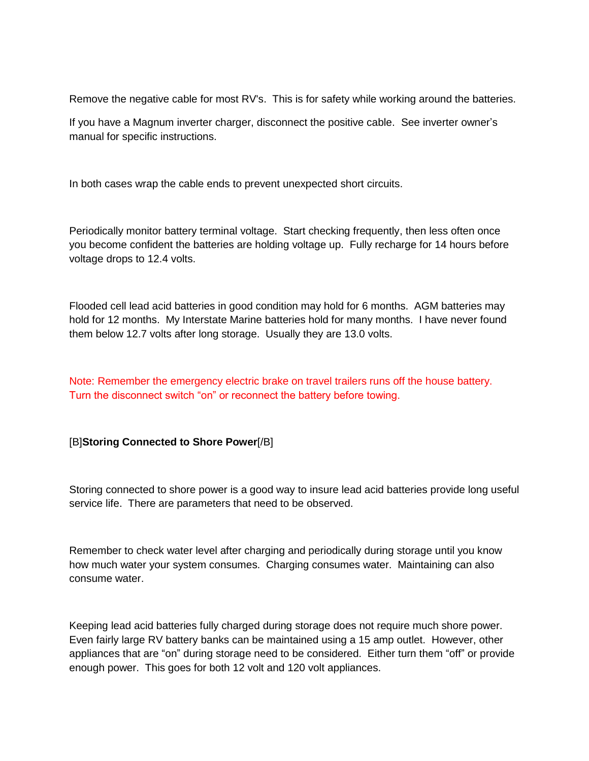Remove the negative cable for most RV's.  This is for safety while working around the batteries.

If you have a Magnum inverter charger, disconnect the positive cable.  See inverter owner's manual for specific instructions.

In both cases wrap the cable ends to prevent unexpected short circuits.

Periodically monitor battery terminal voltage.  Start checking frequently, then less often once you become confident the batteries are holding voltage up.  Fully recharge for 14 hours before voltage drops to 12.4 volts.

Flooded cell lead acid batteries in good condition may hold for 6 months.  AGM batteries may hold for 12 months.  My Interstate Marine batteries hold for many months.  I have never found them below 12.7 volts after long storage.  Usually they are 13.0 volts.

Note: Remember the emergency electric brake on travel trailers runs off the house battery.  Turn the disconnect switch "on" or reconnect the battery before towing.

[B]**Storing Connected to Shore Power**[/B]

Storing connected to shore power is a good way to insure lead acid batteries provide long useful service life.  There are parameters that need to be observed.

Remember to check water level after charging and periodically during storage until you know how much water your system consumes.  Charging consumes water.  Maintaining can also consume water.

Keeping lead acid batteries fully charged during storage does not require much shore power.  Even fairly large RV battery banks can be maintained using a 15 amp outlet.  However, other appliances that are "on" during storage need to be considered.  Either turn them "off" or provide enough power.  This goes for both 12 volt and 120 volt appliances.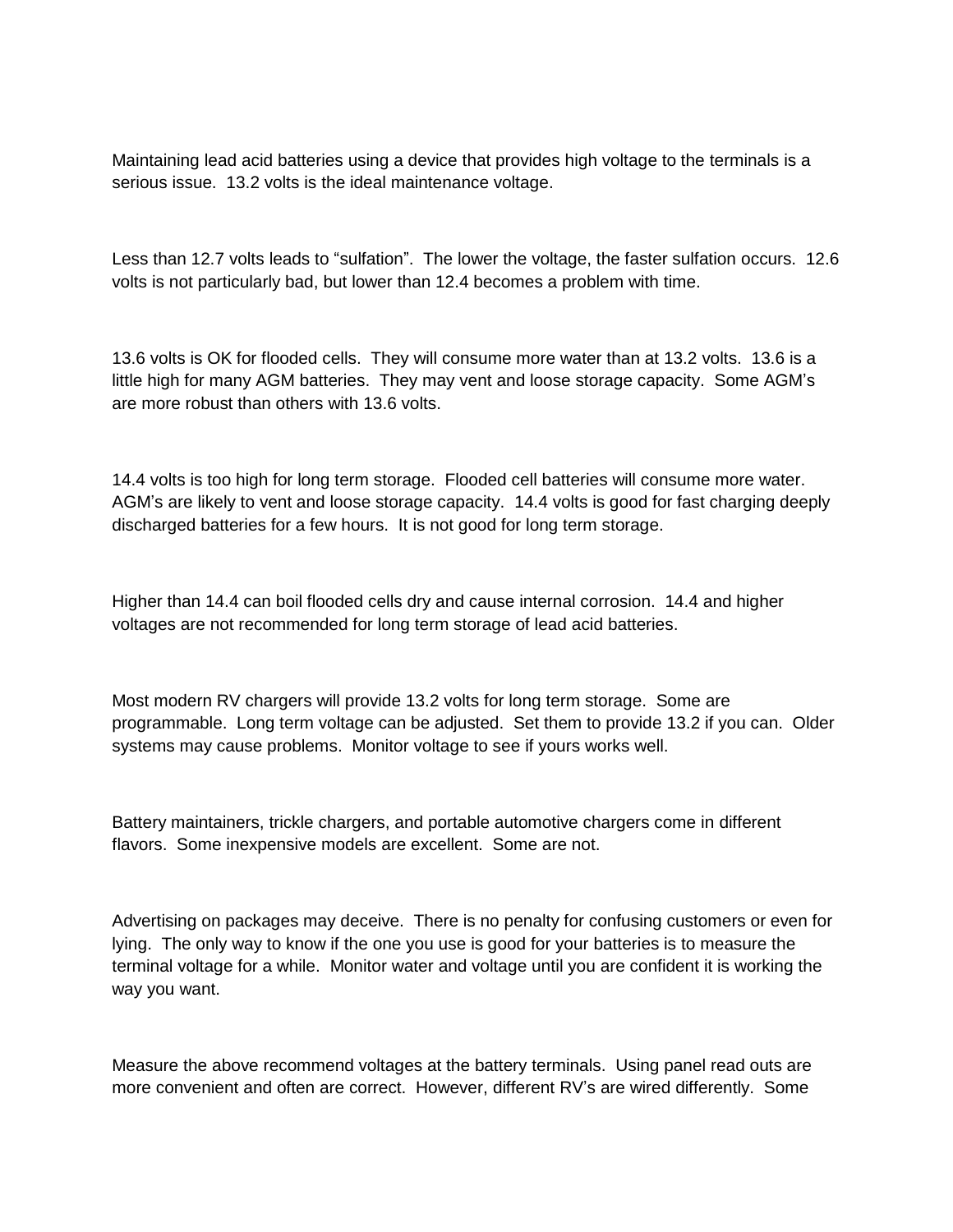Maintaining lead acid batteries using a device that provides high voltage to the terminals is a serious issue.  13.2 volts is the ideal maintenance voltage.

Less than 12.7 volts leads to "sulfation".  The lower the voltage, the faster sulfation occurs.  12.6 volts is not particularly bad, but lower than 12.4 becomes a problem with time.

13.6 volts is OK for flooded cells.  They will consume more water than at 13.2 volts.  13.6 is a little high for many AGM batteries.  They may vent and loose storage capacity.  Some AGM's are more robust than others with 13.6 volts.

14.4 volts is too high for long term storage.  Flooded cell batteries will consume more water.  AGM's are likely to vent and loose storage capacity.  14.4 volts is good for fast charging deeply discharged batteries for a few hours.  It is not good for long term storage.

Higher than 14.4 can boil flooded cells dry and cause internal corrosion.  14.4 and higher voltages are not recommended for long term storage of lead acid batteries.

Most modern RV chargers will provide 13.2 volts for long term storage.  Some are programmable.  Long term voltage can be adjusted.  Set them to provide 13.2 if you can.  Older systems may cause problems.  Monitor voltage to see if yours works well.

Battery maintainers, trickle chargers, and portable automotive chargers come in different flavors.  Some inexpensive models are excellent.  Some are not.

Advertising on packages may deceive.  There is no penalty for confusing customers or even for lying.  The only way to know if the one you use is good for your batteries is to measure the terminal voltage for a while.  Monitor water and voltage until you are confident it is working the way you want.

Measure the above recommend voltages at the battery terminals.  Using panel read outs are more convenient and often are correct.  However, different RV's are wired differently.  Some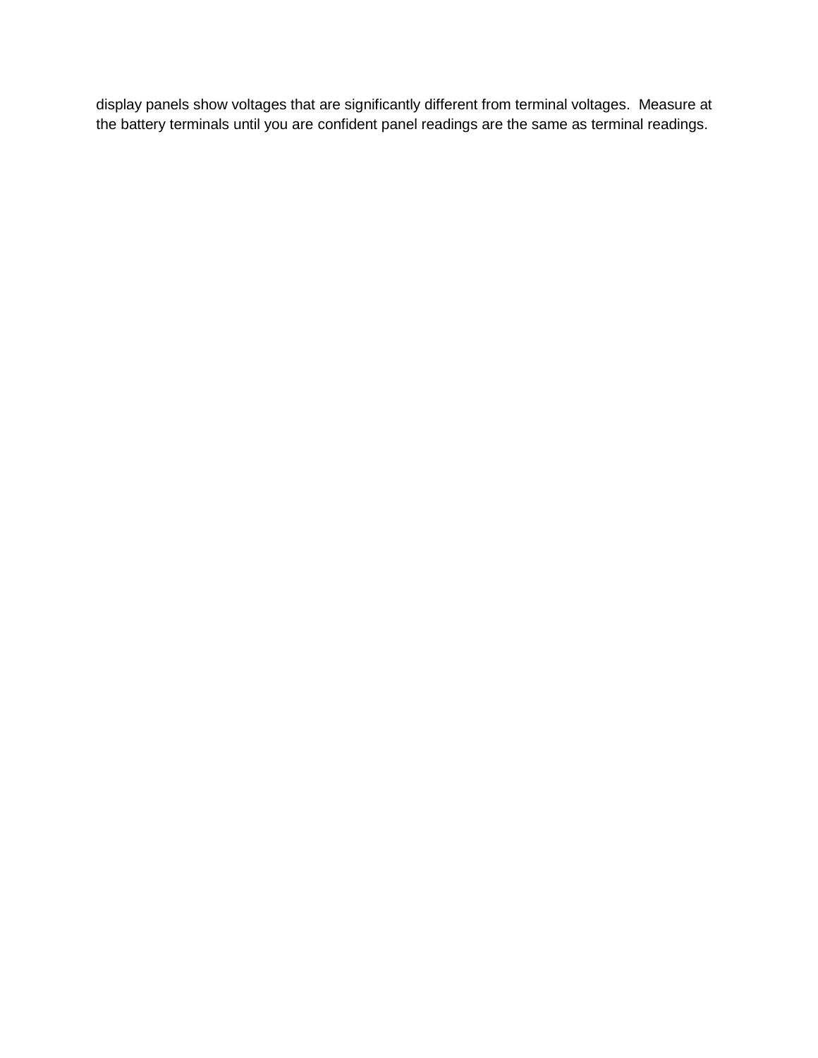display panels show voltages that are significantly different from terminal voltages. Measure at the battery terminals until you are confident panel readings are the same as terminal readings.